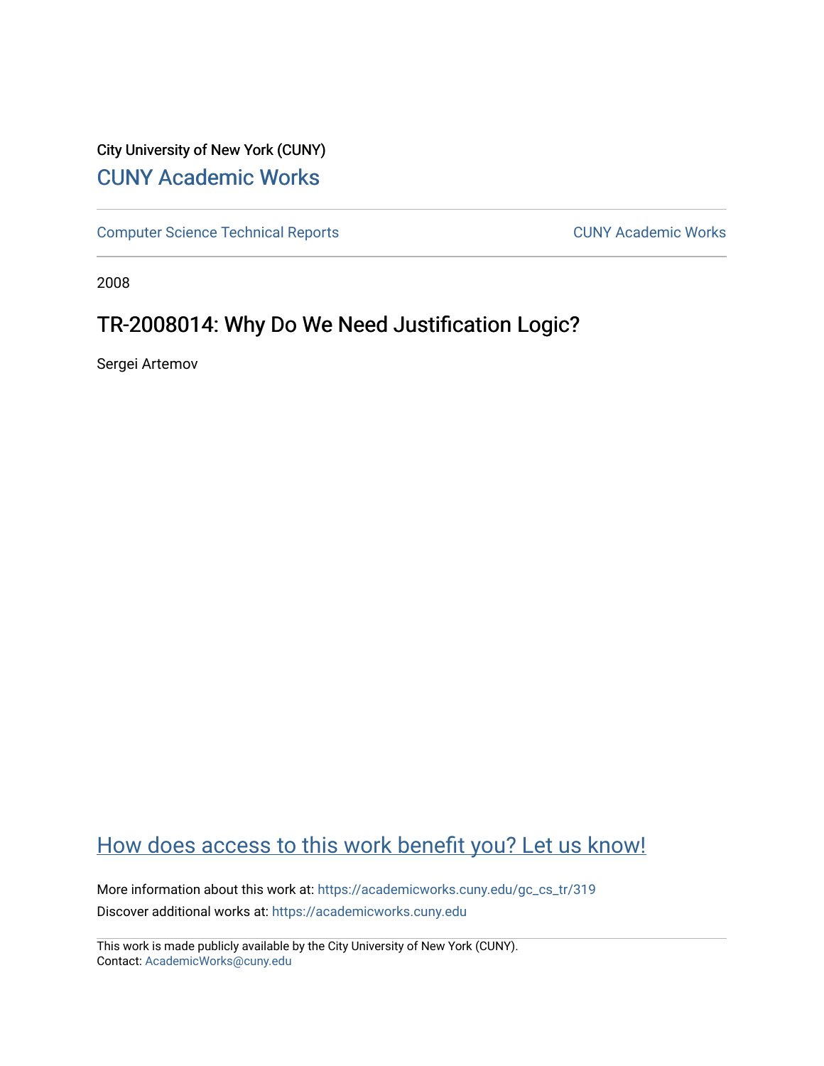City University of New York (CUNY)

CUNY Academic Works

Computer Science Technical Reports

CUNY Academic Works

2008

# TR-2008014: Why Do We Need Justification Logic?

Sergei Artemov

How does access to this work benefit you? Let us know!

More information about this work at: https://academicworks.cuny.edu/gc_cs_tr/319

Discover additional works at: https://academicworks.cuny.edu

This work is made publicly available by the City University of New York (CUNY).
Contact: AcademicWorks@cuny.edu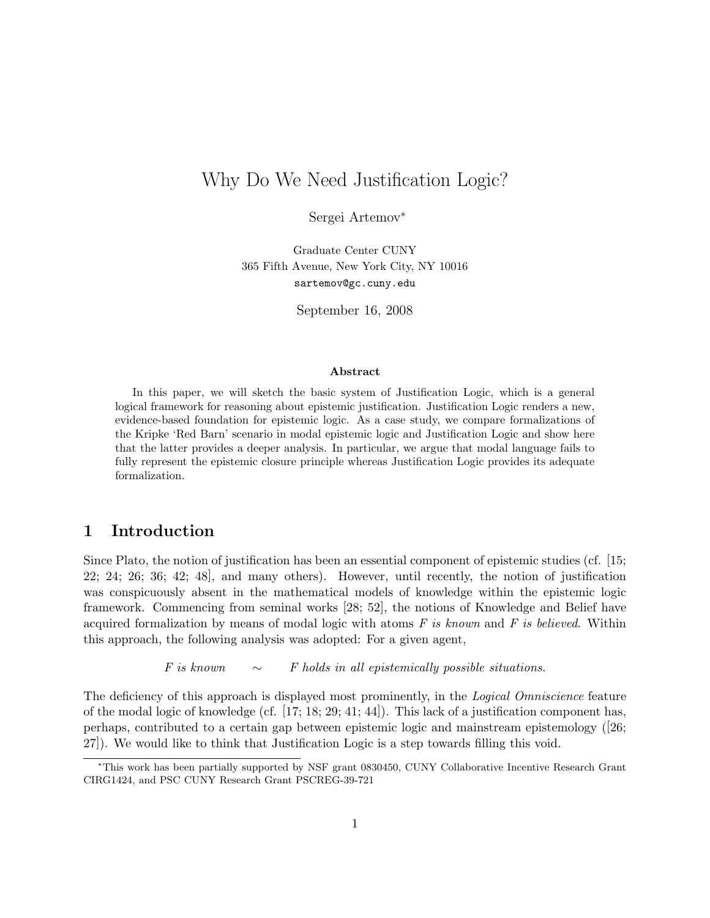# Why Do We Need Justification Logic?

Sergei Artemov*

Graduate Center CUNY
365 Fifth Avenue, New York City, NY 10016
sartemov@gc.cuny.edu

September 16, 2008

### Abstract

In this paper, we will sketch the basic system of Justification Logic, which is a general logical framework for reasoning about epistemic justification. Justification Logic renders a new, evidence-based foundation for epistemic logic. As a case study, we compare formalizations of the Kripke 'Red Barn' scenario in modal epistemic logic and Justification Logic and show here that the latter provides a deeper analysis. In particular, we argue that modal language fails to fully represent the epistemic closure principle whereas Justification Logic provides its adequate formalization.

## 1 Introduction

Since Plato, the notion of justification has been an essential component of epistemic studies (cf. [15; 22; 24; 26; 36; 42; 48], and many others). However, until recently, the notion of justification was conspicuously absent in the mathematical models of knowledge within the epistemic logic framework. Commencing from seminal works [28; 52], the notions of Knowledge and Belief have acquired formalization by means of modal logic with atoms *F is known* and *F is believed*. Within this approach, the following analysis was adopted: For a given agent,

$$\textit{F is known} \quad \sim \quad \textit{F holds in all epistemically possible situations.}$$

The deficiency of this approach is displayed most prominently, in the *Logical Omniscience* feature of the modal logic of knowledge (cf. [17; 18; 29; 41; 44]). This lack of a justification component has, perhaps, contributed to a certain gap between epistemic logic and mainstream epistemology ([26; 27]). We would like to think that Justification Logic is a step towards filling this void.

*This work has been partially supported by NSF grant 0830450, CUNY Collaborative Incentive Research Grant CIRG1424, and PSC CUNY Research Grant PSCREG-39-721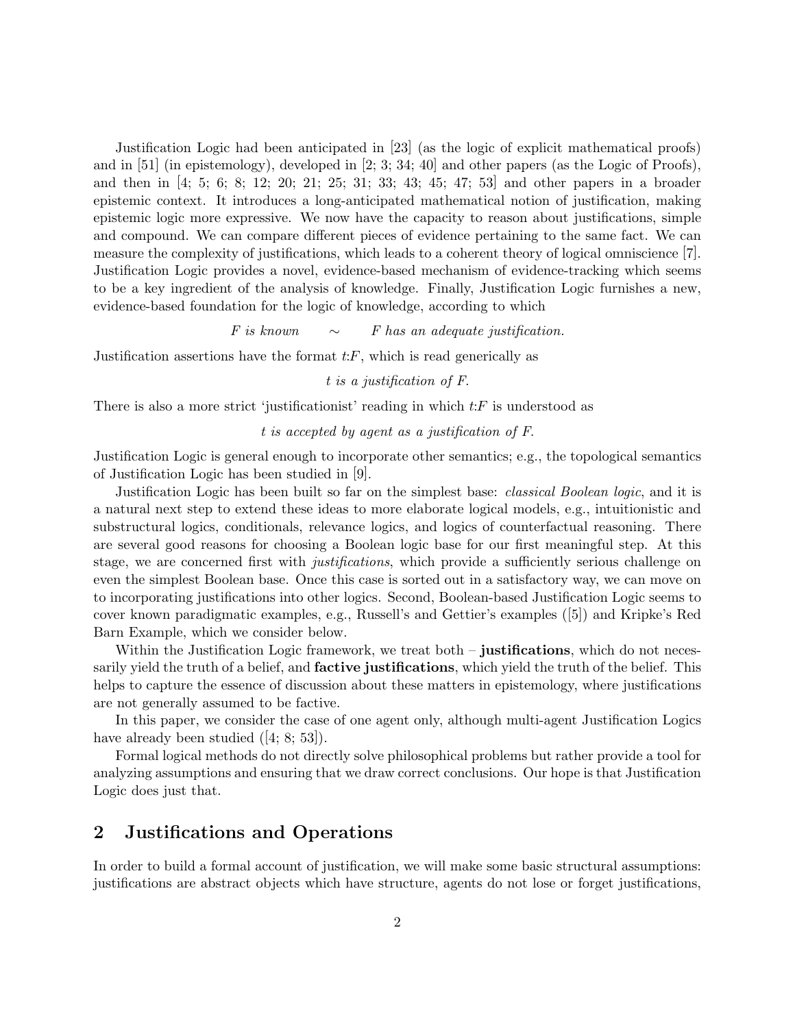Justification Logic had been anticipated in [23] (as the logic of explicit mathematical proofs) and in [51] (in epistemology), developed in [2; 3; 34; 40] and other papers (as the Logic of Proofs), and then in [4; 5; 6; 8; 12; 20; 21; 25; 31; 33; 43; 45; 47; 53] and other papers in a broader epistemic context. It introduces a long-anticipated mathematical notion of justification, making epistemic logic more expressive. We now have the capacity to reason about justifications, simple and compound. We can compare different pieces of evidence pertaining to the same fact. We can measure the complexity of justifications, which leads to a coherent theory of logical omniscience [7]. Justification Logic provides a novel, evidence-based mechanism of evidence-tracking which seems to be a key ingredient of the analysis of knowledge. Finally, Justification Logic furnishes a new, evidence-based foundation for the logic of knowledge, according to which

$$F \textit{ is known} \quad \sim \quad F \textit{ has an adequate justification.}$$

Justification assertions have the format $t{:}F$, which is read generically as

*t is a justification of F.*

There is also a more strict 'justificationist' reading in which $t{:}F$ is understood as

*t is accepted by agent as a justification of F.*

Justification Logic is general enough to incorporate other semantics; e.g., the topological semantics of Justification Logic has been studied in [9].

Justification Logic has been built so far on the simplest base: *classical Boolean logic*, and it is a natural next step to extend these ideas to more elaborate logical models, e.g., intuitionistic and substructural logics, conditionals, relevance logics, and logics of counterfactual reasoning. There are several good reasons for choosing a Boolean logic base for our first meaningful step. At this stage, we are concerned first with *justifications*, which provide a sufficiently serious challenge on even the simplest Boolean base. Once this case is sorted out in a satisfactory way, we can move on to incorporating justifications into other logics. Second, Boolean-based Justification Logic seems to cover known paradigmatic examples, e.g., Russell's and Gettier's examples ([5]) and Kripke's Red Barn Example, which we consider below.

Within the Justification Logic framework, we treat both – **justifications**, which do not necessarily yield the truth of a belief, and **factive justifications**, which yield the truth of the belief. This helps to capture the essence of discussion about these matters in epistemology, where justifications are not generally assumed to be factive.

In this paper, we consider the case of one agent only, although multi-agent Justification Logics have already been studied ([4; 8; 53]).

Formal logical methods do not directly solve philosophical problems but rather provide a tool for analyzing assumptions and ensuring that we draw correct conclusions. Our hope is that Justification Logic does just that.

## 2 Justifications and Operations

In order to build a formal account of justification, we will make some basic structural assumptions: justifications are abstract objects which have structure, agents do not lose or forget justifications,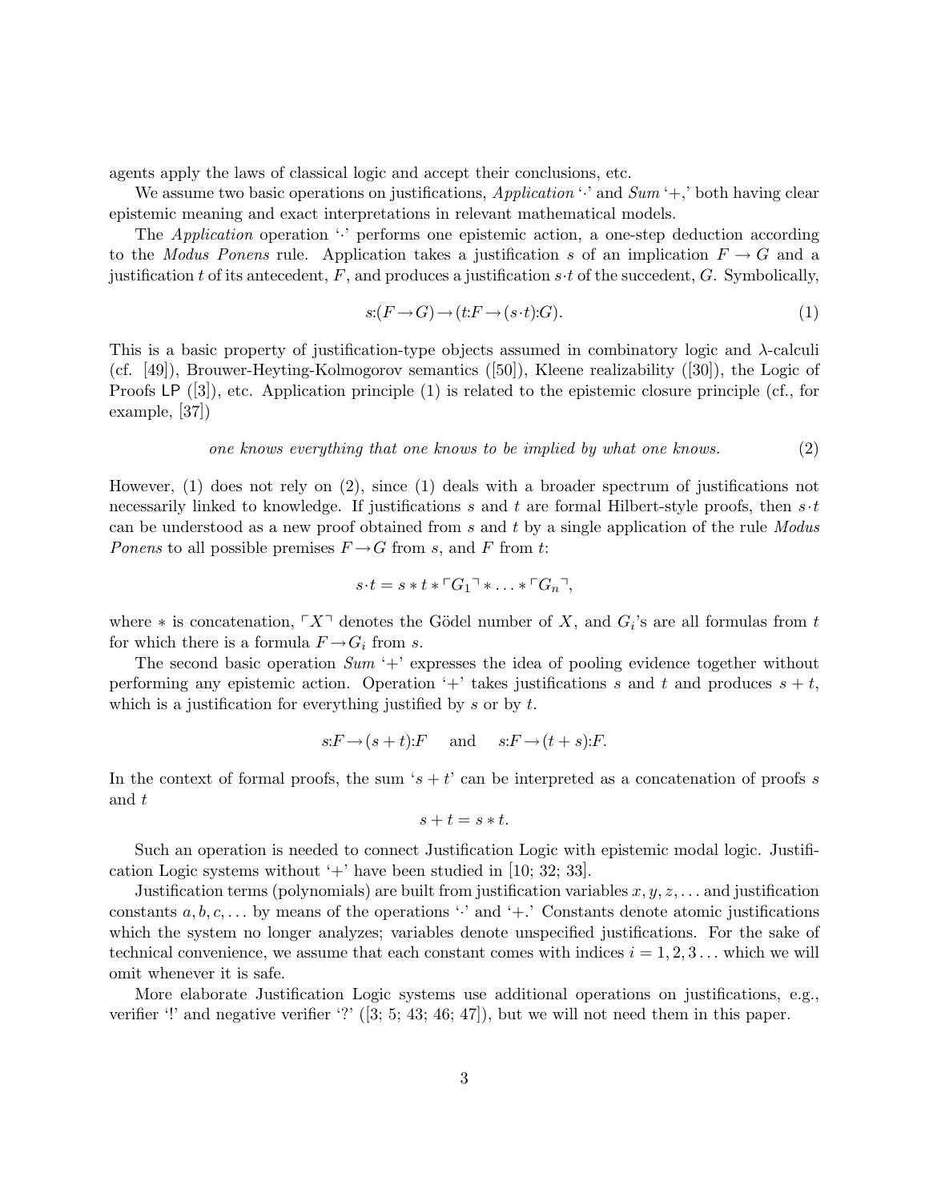agents apply the laws of classical logic and accept their conclusions, etc.

We assume two basic operations on justifications, *Application* '$\cdot$' and *Sum* '$+$,' both having clear epistemic meaning and exact interpretations in relevant mathematical models.

The *Application* operation '$\cdot$' performs one epistemic action, a one-step deduction according to the *Modus Ponens* rule. Application takes a justification $s$ of an implication $F \rightarrow G$ and a justification $t$ of its antecedent, $F$, and produces a justification $s\cdot t$ of the succedent, $G$. Symbolically,

$$s{:}(F \rightarrow G) \rightarrow (t{:}F \rightarrow (s\cdot t){:}G). \tag{1}$$

This is a basic property of justification-type objects assumed in combinatory logic and $\lambda$-calculi (cf. [49]), Brouwer-Heyting-Kolmogorov semantics ([50]), Kleene realizability ([30]), the Logic of Proofs LP ([3]), etc. Application principle (1) is related to the epistemic closure principle (cf., for example, [37])

$$\textit{one knows everything that one knows to be implied by what one knows.} \tag{2}$$

However, (1) does not rely on (2), since (1) deals with a broader spectrum of justifications not necessarily linked to knowledge. If justifications $s$ and $t$ are formal Hilbert-style proofs, then $s\cdot t$ can be understood as a new proof obtained from $s$ and $t$ by a single application of the rule *Modus Ponens* to all possible premises $F \rightarrow G$ from $s$, and $F$ from $t$:

$$s\cdot t = s * t * \ulcorner G_1 \urcorner * \ldots * \ulcorner G_n \urcorner,$$

where $*$ is concatenation, $\ulcorner X \urcorner$ denotes the Gödel number of $X$, and $G_i$'s are all formulas from $t$ for which there is a formula $F \rightarrow G_i$ from $s$.

The second basic operation *Sum* '$+$' expresses the idea of pooling evidence together without performing any epistemic action. Operation '$+$' takes justifications $s$ and $t$ and produces $s + t$, which is a justification for everything justified by $s$ or by $t$.

$$s{:}F \rightarrow (s+t){:}F \quad \text{and} \quad s{:}F \rightarrow (t+s){:}F.$$

In the context of formal proofs, the sum '$s + t$' can be interpreted as a concatenation of proofs $s$ and $t$

$$s + t = s * t.$$

Such an operation is needed to connect Justification Logic with epistemic modal logic. Justification Logic systems without '$+$' have been studied in [10; 32; 33].

Justification terms (polynomials) are built from justification variables $x, y, z, \ldots$ and justification constants $a, b, c, \ldots$ by means of the operations '$\cdot$' and '$+$.' Constants denote atomic justifications which the system no longer analyzes; variables denote unspecified justifications. For the sake of technical convenience, we assume that each constant comes with indices $i = 1, 2, 3\ldots$ which we will omit whenever it is safe.

More elaborate Justification Logic systems use additional operations on justifications, e.g., verifier '!' and negative verifier '?' ([3; 5; 43; 46; 47]), but we will not need them in this paper.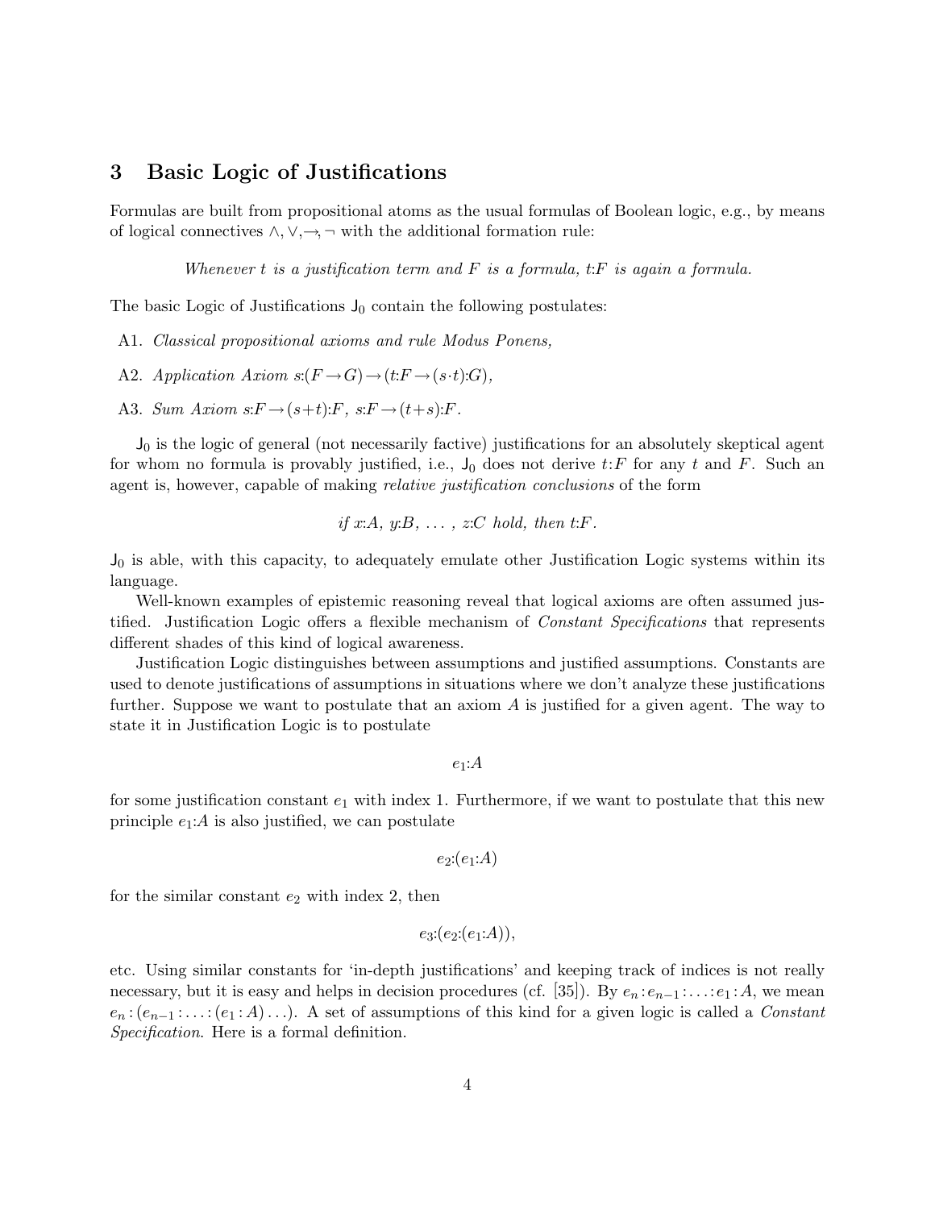## 3 Basic Logic of Justifications

Formulas are built from propositional atoms as the usual formulas of Boolean logic, e.g., by means of logical connectives $\wedge, \vee, \rightarrow, \neg$ with the additional formation rule:

*Whenever $t$ is a justification term and $F$ is a formula, $t{:}F$ is again a formula.*

The basic Logic of Justifications $\mathsf{J}_0$ contain the following postulates:

A1. *Classical propositional axioms and rule Modus Ponens,*

A2. *Application Axiom* $s{:}(F \rightarrow G) \rightarrow (t{:}F \rightarrow (s \cdot t){:}G)$,

A3. *Sum Axiom* $s{:}F \rightarrow (s+t){:}F$, $s{:}F \rightarrow (t+s){:}F$.

$\mathsf{J}_0$ is the logic of general (not necessarily factive) justifications for an absolutely skeptical agent for whom no formula is provably justified, i.e., $\mathsf{J}_0$ does not derive $t{:}F$ for any $t$ and $F$. Such an agent is, however, capable of making *relative justification conclusions* of the form

*if $x{:}A$, $y{:}B$, ... , $z{:}C$ hold, then $t{:}F$.*

$\mathsf{J}_0$ is able, with this capacity, to adequately emulate other Justification Logic systems within its language.

Well-known examples of epistemic reasoning reveal that logical axioms are often assumed justified. Justification Logic offers a flexible mechanism of *Constant Specifications* that represents different shades of this kind of logical awareness.

Justification Logic distinguishes between assumptions and justified assumptions. Constants are used to denote justifications of assumptions in situations where we don't analyze these justifications further. Suppose we want to postulate that an axiom $A$ is justified for a given agent. The way to state it in Justification Logic is to postulate

$$e_1{:}A$$

for some justification constant $e_1$ with index 1. Furthermore, if we want to postulate that this new principle $e_1{:}A$ is also justified, we can postulate

$$e_2{:}(e_1{:}A)$$

for the similar constant $e_2$ with index 2, then

$$e_3{:}(e_2{:}(e_1{:}A)),$$

etc. Using similar constants for 'in-depth justifications' and keeping track of indices is not really necessary, but it is easy and helps in decision procedures (cf. [35]). By $e_n : e_{n-1} : \ldots : e_1 : A$, we mean $e_n : (e_{n-1} : \ldots : (e_1 : A) \ldots)$. A set of assumptions of this kind for a given logic is called a *Constant Specification*. Here is a formal definition.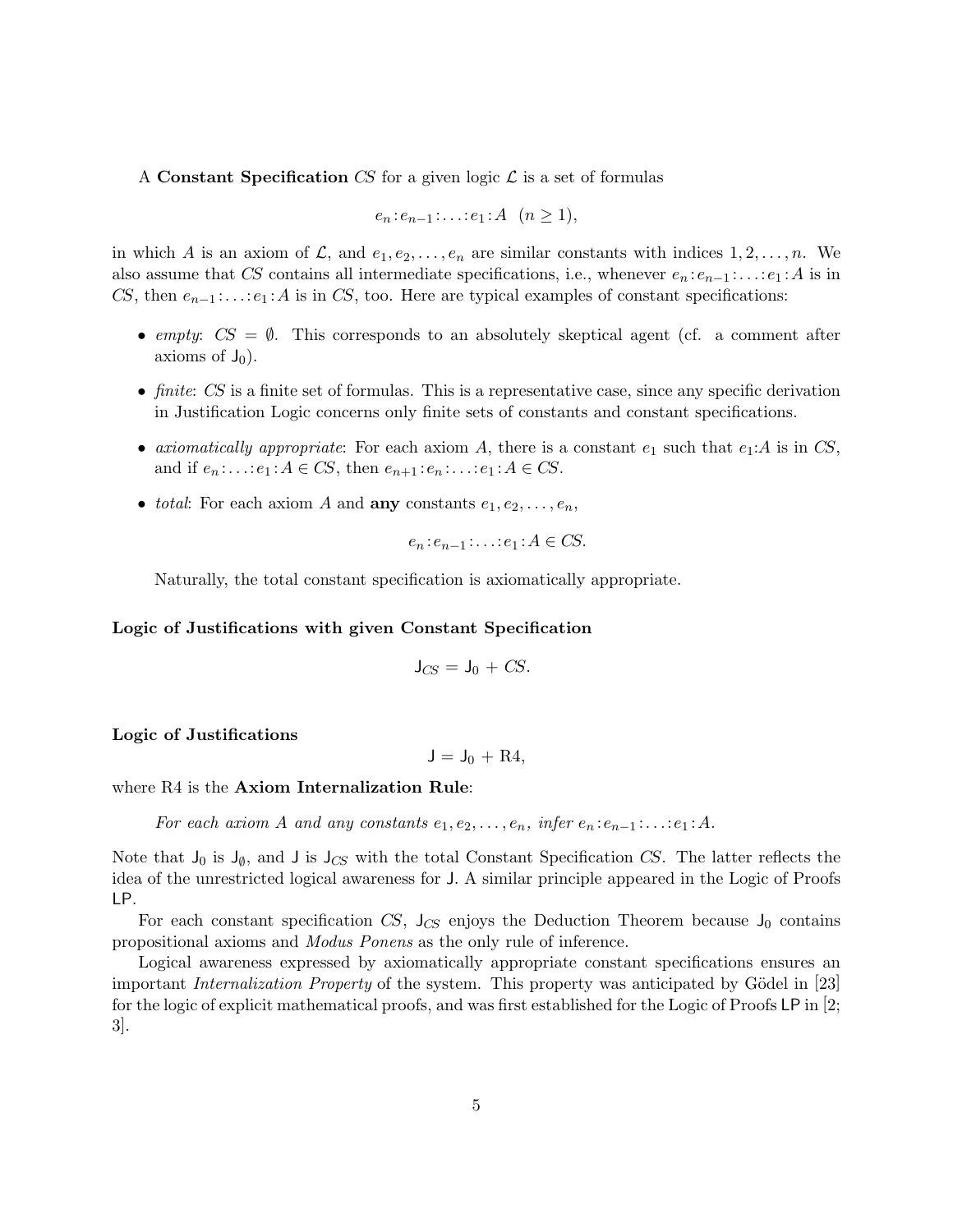A **Constant Specification** $CS$ for a given logic $\mathcal{L}$ is a set of formulas

$$e_n{:}e_{n-1}{:}\ldots{:}e_1{:}A \quad (n \geq 1),$$

in which $A$ is an axiom of $\mathcal{L}$, and $e_1, e_2, \ldots, e_n$ are similar constants with indices $1, 2, \ldots, n$. We also assume that $CS$ contains all intermediate specifications, i.e., whenever $e_n{:}e_{n-1}{:}\ldots{:}e_1{:}A$ is in $CS$, then $e_{n-1}{:}\ldots{:}e_1{:}A$ is in $CS$, too. Here are typical examples of constant specifications:

- *empty*: $CS = \emptyset$. This corresponds to an absolutely skeptical agent (cf. a comment after axioms of $\mathsf{J}_0$).
- *finite*: $CS$ is a finite set of formulas. This is a representative case, since any specific derivation in Justification Logic concerns only finite sets of constants and constant specifications.
- *axiomatically appropriate*: For each axiom $A$, there is a constant $e_1$ such that $e_1{:}A$ is in $CS$, and if $e_n{:}\ldots{:}e_1{:}A \in CS$, then $e_{n+1}{:}e_n{:}\ldots{:}e_1{:}A \in CS$.
- *total*: For each axiom $A$ and **any** constants $e_1, e_2, \ldots, e_n$,

  $$e_n{:}e_{n-1}{:}\ldots{:}e_1{:}A \in CS.$$

  Naturally, the total constant specification is axiomatically appropriate.

**Logic of Justifications with given Constant Specification**

$$\mathsf{J}_{CS} = \mathsf{J}_0 + CS.$$

**Logic of Justifications**

$$\mathsf{J} = \mathsf{J}_0 + \text{R4},$$

where R4 is the **Axiom Internalization Rule**:

> *For each axiom $A$ and any constants $e_1, e_2, \ldots, e_n$, infer $e_n{:}e_{n-1}{:}\ldots{:}e_1{:}A$.*

Note that $\mathsf{J}_0$ is $\mathsf{J}_\emptyset$, and $\mathsf{J}$ is $\mathsf{J}_{CS}$ with the total Constant Specification $CS$. The latter reflects the idea of the unrestricted logical awareness for $\mathsf{J}$. A similar principle appeared in the Logic of Proofs $\mathsf{LP}$.

For each constant specification $CS$, $\mathsf{J}_{CS}$ enjoys the Deduction Theorem because $\mathsf{J}_0$ contains propositional axioms and *Modus Ponens* as the only rule of inference.

Logical awareness expressed by axiomatically appropriate constant specifications ensures an important *Internalization Property* of the system. This property was anticipated by Gödel in [23] for the logic of explicit mathematical proofs, and was first established for the Logic of Proofs $\mathsf{LP}$ in [2; 3].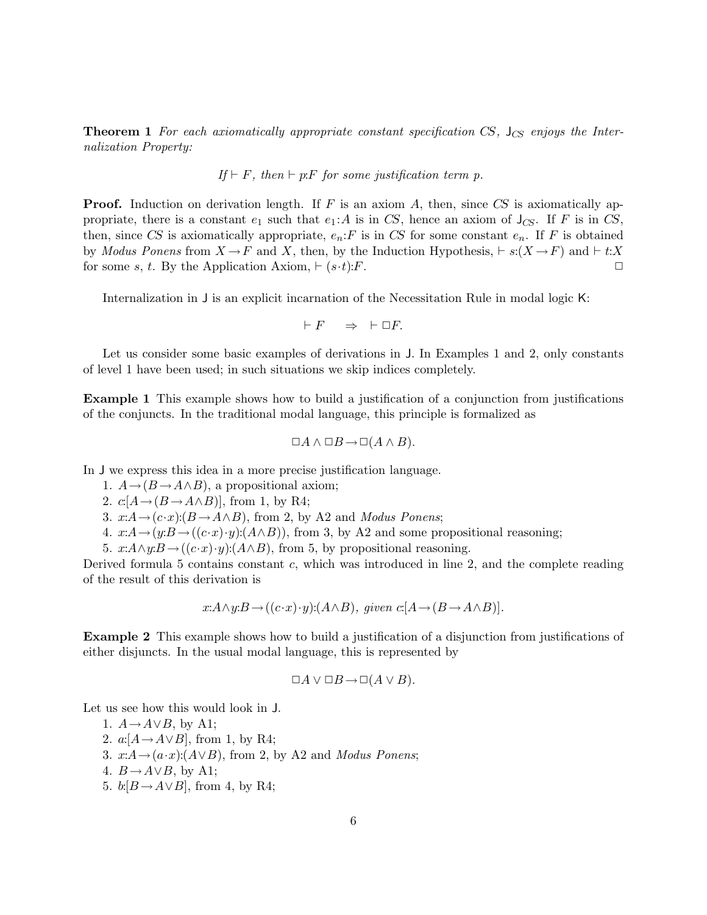**Theorem 1** *For each axiomatically appropriate constant specification CS, $\mathsf{J}_{CS}$ enjoys the Internalization Property:*

$$\text{If} \vdash F, \text{ then} \vdash p{:}F \text{ for some justification term } p.$$

**Proof.** Induction on derivation length. If $F$ is an axiom $A$, then, since *CS* is axiomatically appropriate, there is a constant $e_1$ such that $e_1{:}A$ is in *CS*, hence an axiom of $\mathsf{J}_{CS}$. If $F$ is in *CS*, then, since *CS* is axiomatically appropriate, $e_n{:}F$ is in *CS* for some constant $e_n$. If $F$ is obtained by *Modus Ponens* from $X \to F$ and $X$, then, by the Induction Hypothesis, $\vdash s{:}(X \to F)$ and $\vdash t{:}X$ for some $s$, $t$. By the Application Axiom, $\vdash (s{\cdot}t){:}F$. $\square$

Internalization in $\mathsf{J}$ is an explicit incarnation of the Necessitation Rule in modal logic $\mathsf{K}$:

$$\vdash F \quad \Rightarrow \quad \vdash \Box F.$$

Let us consider some basic examples of derivations in $\mathsf{J}$. In Examples 1 and 2, only constants of level 1 have been used; in such situations we skip indices completely.

**Example 1** This example shows how to build a justification of a conjunction from justifications of the conjuncts. In the traditional modal language, this principle is formalized as

$$\Box A \wedge \Box B \to \Box(A \wedge B).$$

In $\mathsf{J}$ we express this idea in a more precise justification language.

1. $A \to (B \to A \wedge B)$, a propositional axiom;
2. $c{:}[A \to (B \to A \wedge B)]$, from 1, by R4;
3. $x{:}A \to (c{\cdot}x){:}(B \to A \wedge B)$, from 2, by A2 and *Modus Ponens*;
4. $x{:}A \to (y{:}B \to ((c{\cdot}x){\cdot}y){:}(A \wedge B))$, from 3, by A2 and some propositional reasoning;
5. $x{:}A \wedge y{:}B \to ((c{\cdot}x){\cdot}y){:}(A \wedge B)$, from 5, by propositional reasoning.

Derived formula 5 contains constant $c$, which was introduced in line 2, and the complete reading of the result of this derivation is

$$x{:}A \wedge y{:}B \to ((c{\cdot}x){\cdot}y){:}(A \wedge B), \textit{ given } c{:}[A \to (B \to A \wedge B)].$$

**Example 2** This example shows how to build a justification of a disjunction from justifications of either disjuncts. In the usual modal language, this is represented by

$$\Box A \vee \Box B \to \Box(A \vee B).$$

Let us see how this would look in $\mathsf{J}$.

1. $A \to A \vee B$, by A1;
2. $a{:}[A \to A \vee B]$, from 1, by R4;
3. $x{:}A \to (a{\cdot}x){:}(A \vee B)$, from 2, by A2 and *Modus Ponens*;
4. $B \to A \vee B$, by A1;
5. $b{:}[B \to A \vee B]$, from 4, by R4;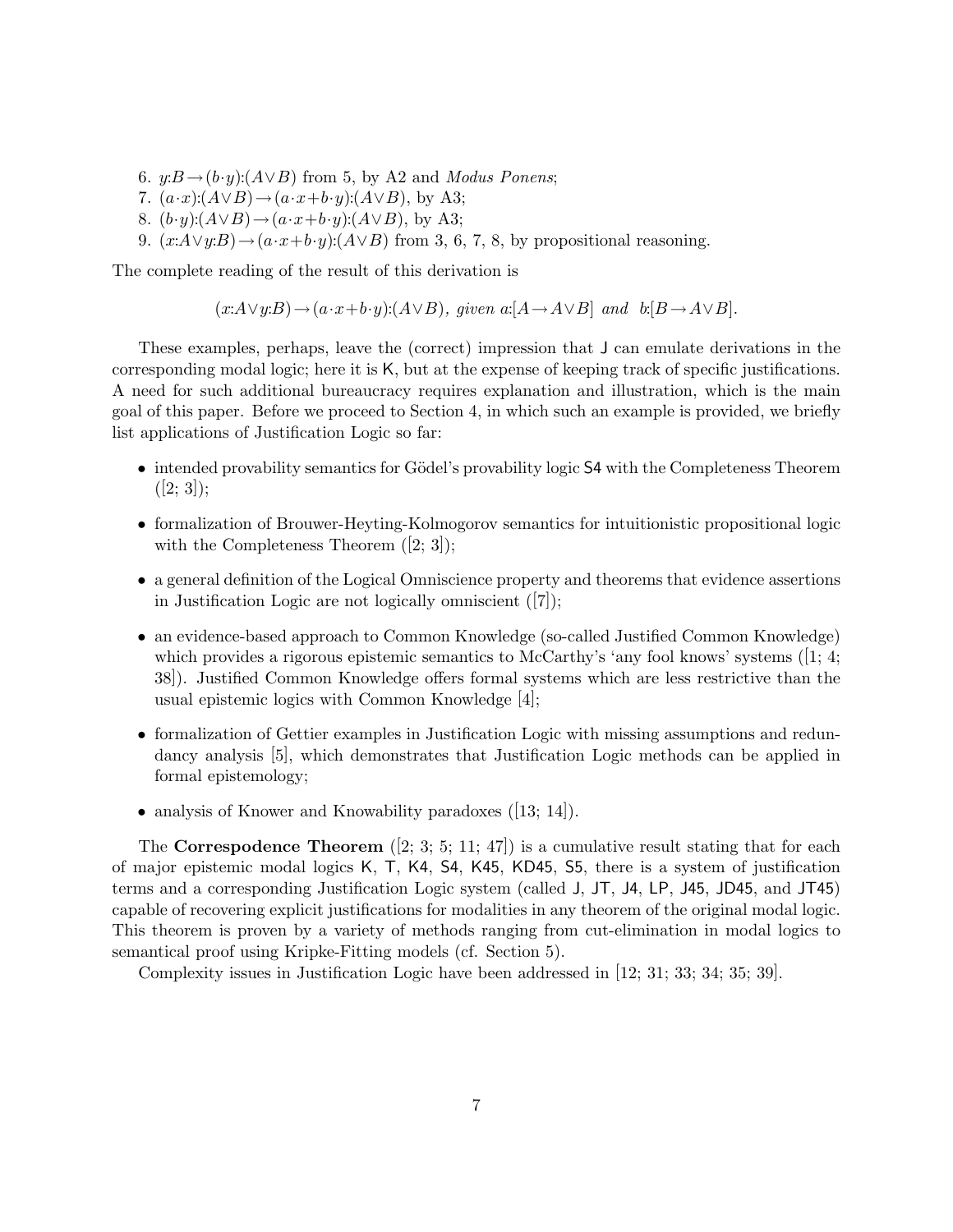6. $y{:}B \rightarrow (b\cdot y){:}(A\vee B)$ from 5, by A2 and *Modus Ponens*;
7. $(a\cdot x){:}(A\vee B) \rightarrow (a\cdot x+b\cdot y){:}(A\vee B)$, by A3;
8. $(b\cdot y){:}(A\vee B) \rightarrow (a\cdot x+b\cdot y){:}(A\vee B)$, by A3;
9. $(x{:}A\vee y{:}B) \rightarrow (a\cdot x+b\cdot y){:}(A\vee B)$ from 3, 6, 7, 8, by propositional reasoning.

The complete reading of the result of this derivation is

$$(x{:}A\vee y{:}B) \rightarrow (a\cdot x+b\cdot y){:}(A\vee B),\ \textit{given}\ a{:}[A\rightarrow A\vee B]\ \textit{and}\ \ b{:}[B\rightarrow A\vee B].$$

These examples, perhaps, leave the (correct) impression that J can emulate derivations in the corresponding modal logic; here it is K, but at the expense of keeping track of specific justifications. A need for such additional bureaucracy requires explanation and illustration, which is the main goal of this paper. Before we proceed to Section 4, in which such an example is provided, we briefly list applications of Justification Logic so far:

- intended provability semantics for Gödel's provability logic S4 with the Completeness Theorem ([2; 3]);
- formalization of Brouwer-Heyting-Kolmogorov semantics for intuitionistic propositional logic with the Completeness Theorem ([2; 3]);
- a general definition of the Logical Omniscience property and theorems that evidence assertions in Justification Logic are not logically omniscient ([7]);
- an evidence-based approach to Common Knowledge (so-called Justified Common Knowledge) which provides a rigorous epistemic semantics to McCarthy's 'any fool knows' systems ([1; 4; 38]). Justified Common Knowledge offers formal systems which are less restrictive than the usual epistemic logics with Common Knowledge [4];
- formalization of Gettier examples in Justification Logic with missing assumptions and redundancy analysis [5], which demonstrates that Justification Logic methods can be applied in formal epistemology;
- analysis of Knower and Knowability paradoxes ([13; 14]).

The **Correspodence Theorem** ([2; 3; 5; 11; 47]) is a cumulative result stating that for each of major epistemic modal logics K, T, K4, S4, K45, KD45, S5, there is a system of justification terms and a corresponding Justification Logic system (called J, JT, J4, LP, J45, JD45, and JT45) capable of recovering explicit justifications for modalities in any theorem of the original modal logic. This theorem is proven by a variety of methods ranging from cut-elimination in modal logics to semantical proof using Kripke-Fitting models (cf. Section 5).

Complexity issues in Justification Logic have been addressed in [12; 31; 33; 34; 35; 39].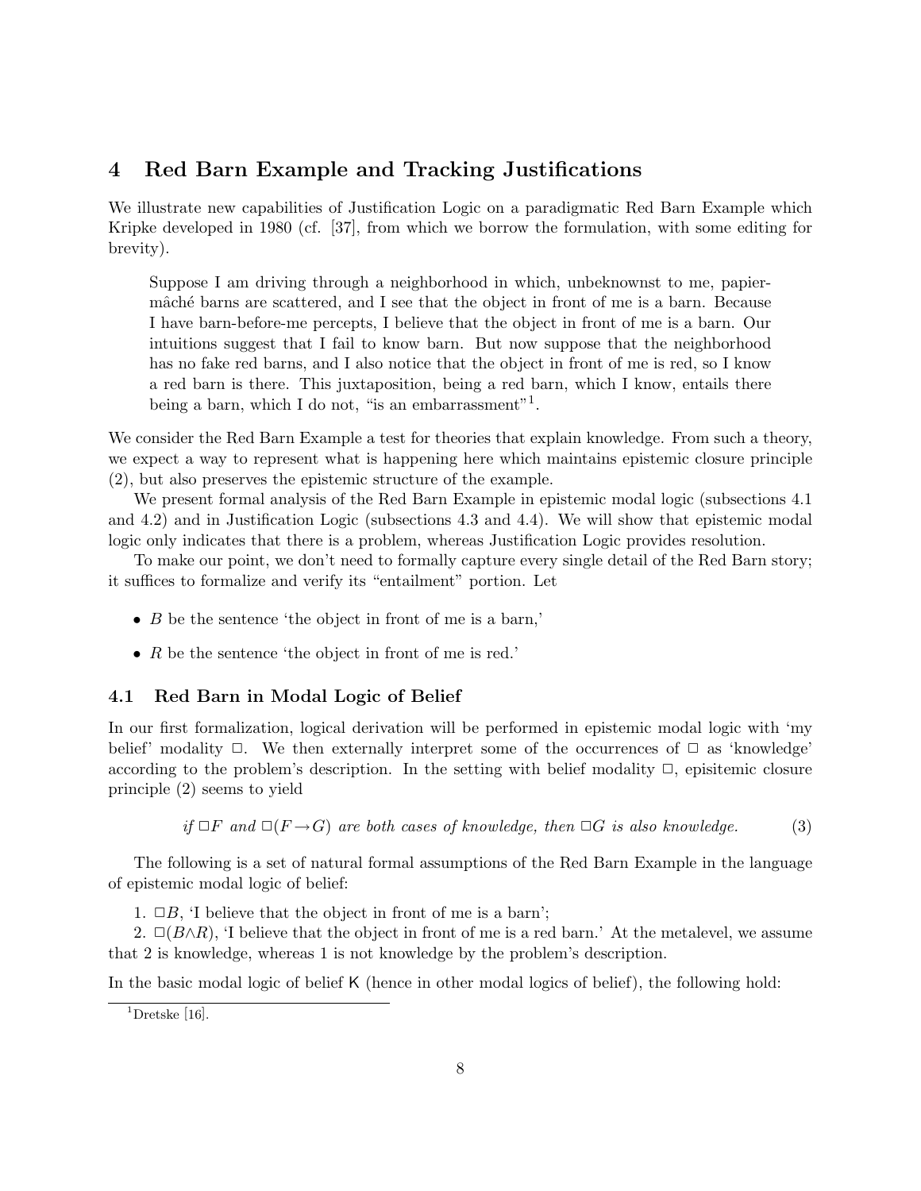## 4 Red Barn Example and Tracking Justifications

We illustrate new capabilities of Justification Logic on a paradigmatic Red Barn Example which Kripke developed in 1980 (cf. [37], from which we borrow the formulation, with some editing for brevity).

> Suppose I am driving through a neighborhood in which, unbeknownst to me, papier-mâché barns are scattered, and I see that the object in front of me is a barn. Because I have barn-before-me percepts, I believe that the object in front of me is a barn. Our intuitions suggest that I fail to know barn. But now suppose that the neighborhood has no fake red barns, and I also notice that the object in front of me is red, so I know a red barn is there. This juxtaposition, being a red barn, which I know, entails there being a barn, which I do not, "is an embarrassment"[1].

We consider the Red Barn Example a test for theories that explain knowledge. From such a theory, we expect a way to represent what is happening here which maintains epistemic closure principle (2), but also preserves the epistemic structure of the example.

We present formal analysis of the Red Barn Example in epistemic modal logic (subsections 4.1 and 4.2) and in Justification Logic (subsections 4.3 and 4.4). We will show that epistemic modal logic only indicates that there is a problem, whereas Justification Logic provides resolution.

To make our point, we don't need to formally capture every single detail of the Red Barn story; it suffices to formalize and verify its "entailment" portion. Let

- $B$ be the sentence 'the object in front of me is a barn,'
- $R$ be the sentence 'the object in front of me is red.'

### 4.1 Red Barn in Modal Logic of Belief

In our first formalization, logical derivation will be performed in epistemic modal logic with 'my belief' modality $\Box$. We then externally interpret some of the occurrences of $\Box$ as 'knowledge' according to the problem's description. In the setting with belief modality $\Box$, episitemic closure principle (2) seems to yield

$$\textit{if } \Box F \textit{ and } \Box(F \to G) \textit{ are both cases of knowledge, then } \Box G \textit{ is also knowledge.} \tag{3}$$

The following is a set of natural formal assumptions of the Red Barn Example in the language of epistemic modal logic of belief:

1. $\Box B$, 'I believe that the object in front of me is a barn';

2. $\Box(B \wedge R)$, 'I believe that the object in front of me is a red barn.' At the metalevel, we assume that 2 is knowledge, whereas 1 is not knowledge by the problem's description.

In the basic modal logic of belief $\mathsf{K}$ (hence in other modal logics of belief), the following hold:

[1] Dretske [16].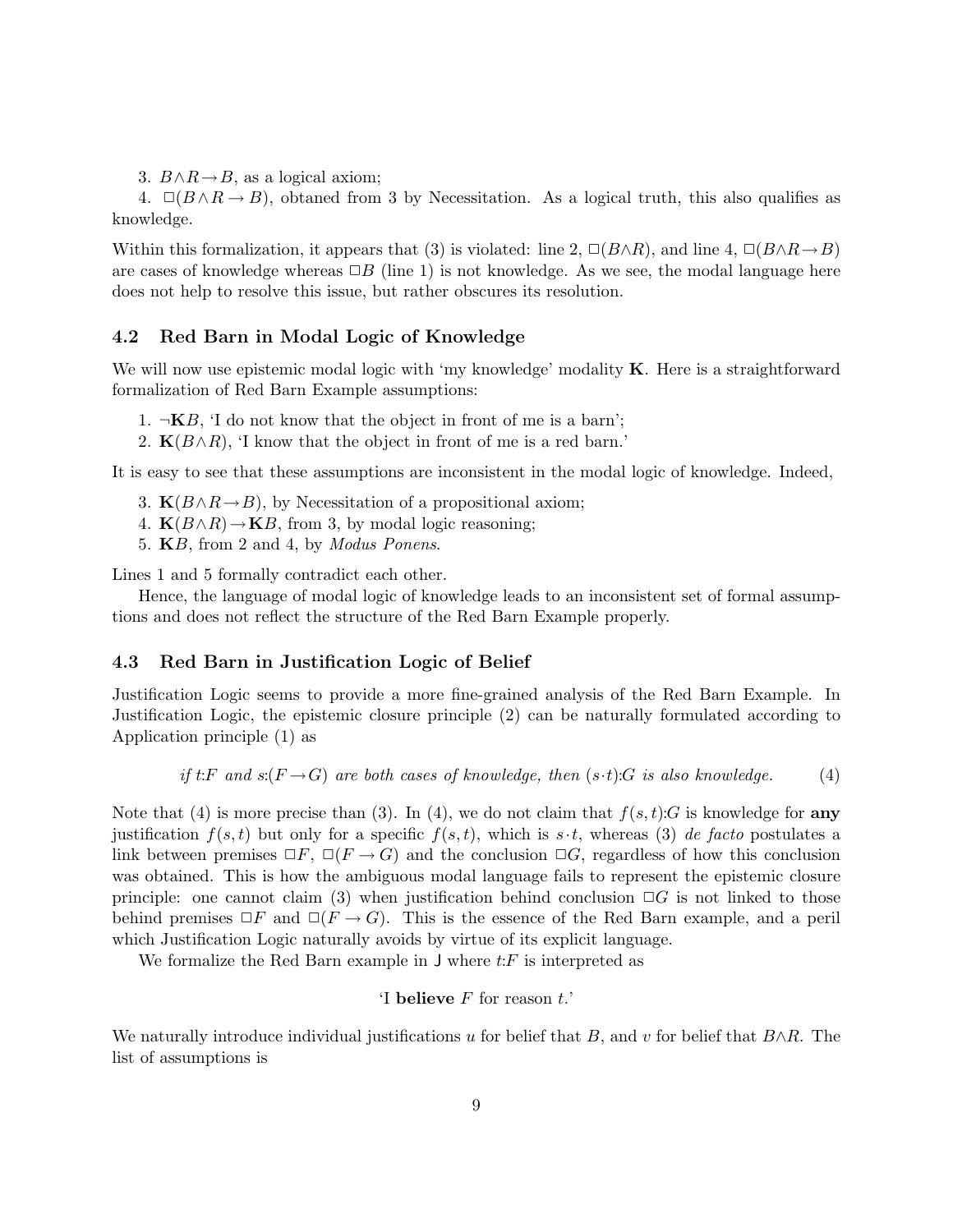3. $B \wedge R \rightarrow B$, as a logical axiom;

4. $\Box(B \wedge R \rightarrow B)$, obtaned from 3 by Necessitation. As a logical truth, this also qualifies as knowledge.

Within this formalization, it appears that (3) is violated: line 2, $\Box(B \wedge R)$, and line 4, $\Box(B \wedge R \rightarrow B)$ are cases of knowledge whereas $\Box B$ (line 1) is not knowledge. As we see, the modal language here does not help to resolve this issue, but rather obscures its resolution.

### 4.2 Red Barn in Modal Logic of Knowledge

We will now use epistemic modal logic with 'my knowledge' modality $\mathbf{K}$. Here is a straightforward formalization of Red Barn Example assumptions:

1. $\neg \mathbf{K}B$, 'I do not know that the object in front of me is a barn';
2. $\mathbf{K}(B \wedge R)$, 'I know that the object in front of me is a red barn.'

It is easy to see that these assumptions are inconsistent in the modal logic of knowledge. Indeed,

3. $\mathbf{K}(B \wedge R \rightarrow B)$, by Necessitation of a propositional axiom;
4. $\mathbf{K}(B \wedge R) \rightarrow \mathbf{K}B$, from 3, by modal logic reasoning;
5. $\mathbf{K}B$, from 2 and 4, by *Modus Ponens*.

Lines 1 and 5 formally contradict each other.

Hence, the language of modal logic of knowledge leads to an inconsistent set of formal assumptions and does not reflect the structure of the Red Barn Example properly.

### 4.3 Red Barn in Justification Logic of Belief

Justification Logic seems to provide a more fine-grained analysis of the Red Barn Example. In Justification Logic, the epistemic closure principle (2) can be naturally formulated according to Application principle (1) as

$$\textit{if } t{:}F \textit{ and } s{:}(F \rightarrow G) \textit{ are both cases of knowledge, then } (s \cdot t){:}G \textit{ is also knowledge.} \tag{4}$$

Note that (4) is more precise than (3). In (4), we do not claim that $f(s,t){:}G$ is knowledge for **any** justification $f(s,t)$ but only for a specific $f(s,t)$, which is $s \cdot t$, whereas (3) *de facto* postulates a link between premises $\Box F$, $\Box(F \rightarrow G)$ and the conclusion $\Box G$, regardless of how this conclusion was obtained. This is how the ambiguous modal language fails to represent the epistemic closure principle: one cannot claim (3) when justification behind conclusion $\Box G$ is not linked to those behind premises $\Box F$ and $\Box(F \rightarrow G)$. This is the essence of the Red Barn example, and a peril which Justification Logic naturally avoids by virtue of its explicit language.

We formalize the Red Barn example in $\mathsf{J}$ where $t{:}F$ is interpreted as

'I **believe** $F$ for reason $t$.'

We naturally introduce individual justifications $u$ for belief that $B$, and $v$ for belief that $B \wedge R$. The list of assumptions is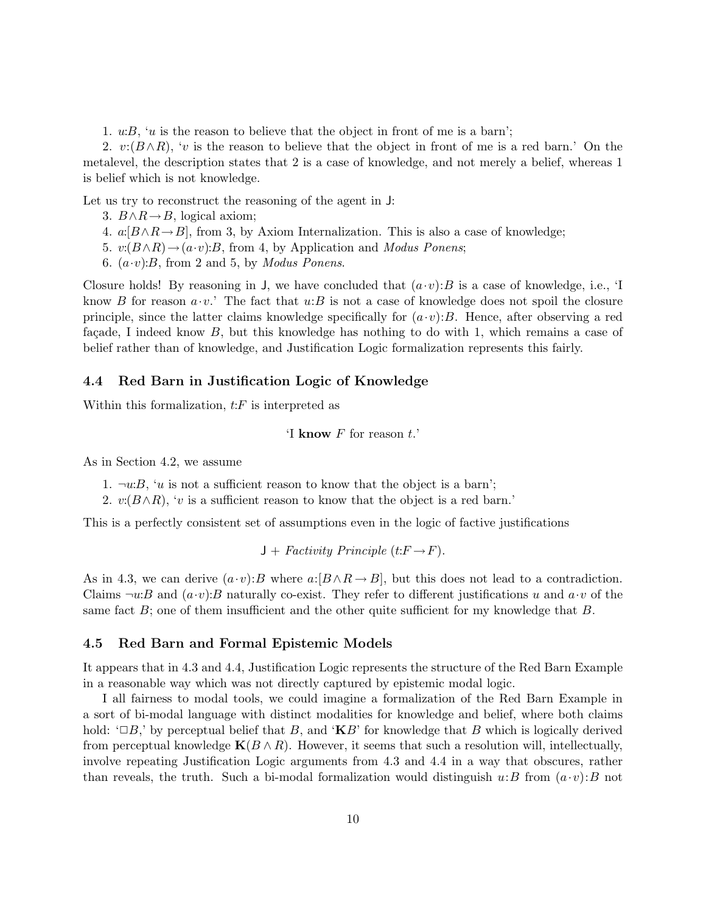1. $u$:$B$, '$u$ is the reason to believe that the object in front of me is a barn';

2. $v$:$(B \wedge R)$, '$v$ is the reason to believe that the object in front of me is a red barn.' On the metalevel, the description states that 2 is a case of knowledge, and not merely a belief, whereas 1 is belief which is not knowledge.

Let us try to reconstruct the reasoning of the agent in $\mathsf{J}$:

3. $B \wedge R \rightarrow B$, logical axiom;

4. $a$:$[B \wedge R \rightarrow B]$, from 3, by Axiom Internalization. This is also a case of knowledge;

5. $v$:$(B \wedge R) \rightarrow (a \cdot v)$:$B$, from 4, by Application and *Modus Ponens*;

6. $(a \cdot v)$:$B$, from 2 and 5, by *Modus Ponens*.

Closure holds! By reasoning in $\mathsf{J}$, we have concluded that $(a \cdot v)$:$B$ is a case of knowledge, i.e., 'I know $B$ for reason $a \cdot v$.' The fact that $u$:$B$ is not a case of knowledge does not spoil the closure principle, since the latter claims knowledge specifically for $(a \cdot v)$:$B$. Hence, after observing a red façade, I indeed know $B$, but this knowledge has nothing to do with 1, which remains a case of belief rather than of knowledge, and Justification Logic formalization represents this fairly.

### 4.4 Red Barn in Justification Logic of Knowledge

Within this formalization, $t$:$F$ is interpreted as

'I **know** $F$ for reason $t$.'

As in Section 4.2, we assume

1. $\neg u$:$B$, '$u$ is not a sufficient reason to know that the object is a barn';
2. $v$:$(B \wedge R)$, '$v$ is a sufficient reason to know that the object is a red barn.'

This is a perfectly consistent set of assumptions even in the logic of factive justifications

$$\mathsf{J} + \textit{Factivity Principle } (t{:}F \rightarrow F).$$

As in 4.3, we can derive $(a \cdot v)$:$B$ where $a$:$[B \wedge R \rightarrow B]$, but this does not lead to a contradiction. Claims $\neg u$:$B$ and $(a \cdot v)$:$B$ naturally co-exist. They refer to different justifications $u$ and $a \cdot v$ of the same fact $B$; one of them insufficient and the other quite sufficient for my knowledge that $B$.

### 4.5 Red Barn and Formal Epistemic Models

It appears that in 4.3 and 4.4, Justification Logic represents the structure of the Red Barn Example in a reasonable way which was not directly captured by epistemic modal logic.

I all fairness to modal tools, we could imagine a formalization of the Red Barn Example in a sort of bi-modal language with distinct modalities for knowledge and belief, where both claims hold: '$\Box B$,' by perceptual belief that $B$, and '$\mathbf{K}B$' for knowledge that $B$ which is logically derived from perceptual knowledge $\mathbf{K}(B \wedge R)$. However, it seems that such a resolution will, intellectually, involve repeating Justification Logic arguments from 4.3 and 4.4 in a way that obscures, rather than reveals, the truth. Such a bi-modal formalization would distinguish $u$:$B$ from $(a \cdot v)$:$B$ not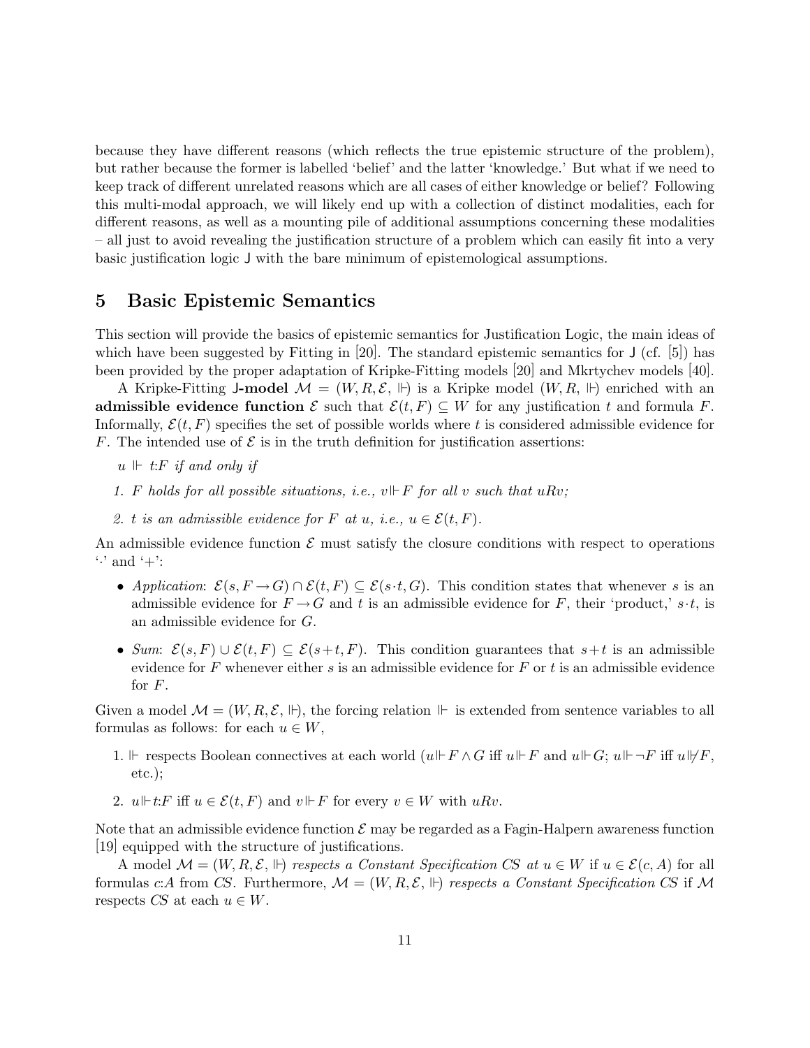because they have different reasons (which reflects the true epistemic structure of the problem), but rather because the former is labelled 'belief' and the latter 'knowledge.' But what if we need to keep track of different unrelated reasons which are all cases of either knowledge or belief? Following this multi-modal approach, we will likely end up with a collection of distinct modalities, each for different reasons, as well as a mounting pile of additional assumptions concerning these modalities – all just to avoid revealing the justification structure of a problem which can easily fit into a very basic justification logic $\mathsf{J}$ with the bare minimum of epistemological assumptions.

## 5 Basic Epistemic Semantics

This section will provide the basics of epistemic semantics for Justification Logic, the main ideas of which have been suggested by Fitting in [20]. The standard epistemic semantics for $\mathsf{J}$ (cf. [5]) has been provided by the proper adaptation of Kripke-Fitting models [20] and Mkrtychev models [40].

A Kripke-Fitting $\mathsf{J}$**-model** $\mathcal{M} = (W, R, \mathcal{E}, \Vdash)$ is a Kripke model $(W, R, \Vdash)$ enriched with an **admissible evidence function** $\mathcal{E}$ such that $\mathcal{E}(t, F) \subseteq W$ for any justification $t$ and formula $F$. Informally, $\mathcal{E}(t, F)$ specifies the set of possible worlds where $t$ is considered admissible evidence for $F$. The intended use of $\mathcal{E}$ is in the truth definition for justification assertions:

*$u \Vdash t{:}F$ if and only if*

1. *$F$ holds for all possible situations, i.e., $v \Vdash F$ for all $v$ such that $uRv$;*
2. *$t$ is an admissible evidence for $F$ at $u$, i.e., $u \in \mathcal{E}(t, F)$.*

An admissible evidence function $\mathcal{E}$ must satisfy the closure conditions with respect to operations '$\cdot$' and '$+$':

- *Application*: $\mathcal{E}(s, F \rightarrow G) \cap \mathcal{E}(t, F) \subseteq \mathcal{E}(s \cdot t, G)$. This condition states that whenever $s$ is an admissible evidence for $F \rightarrow G$ and $t$ is an admissible evidence for $F$, their 'product,' $s \cdot t$, is an admissible evidence for $G$.
- *Sum*: $\mathcal{E}(s, F) \cup \mathcal{E}(t, F) \subseteq \mathcal{E}(s + t, F)$. This condition guarantees that $s + t$ is an admissible evidence for $F$ whenever either $s$ is an admissible evidence for $F$ or $t$ is an admissible evidence for $F$.

Given a model $\mathcal{M} = (W, R, \mathcal{E}, \Vdash)$, the forcing relation $\Vdash$ is extended from sentence variables to all formulas as follows: for each $u \in W$,

1. $\Vdash$ respects Boolean connectives at each world ($u \Vdash F \wedge G$ iff $u \Vdash F$ and $u \Vdash G$; $u \Vdash \neg F$ iff $u \nVdash F$, etc.);
2. $u \Vdash t{:}F$ iff $u \in \mathcal{E}(t, F)$ and $v \Vdash F$ for every $v \in W$ with $uRv$.

Note that an admissible evidence function $\mathcal{E}$ may be regarded as a Fagin-Halpern awareness function [19] equipped with the structure of justifications.

A model $\mathcal{M} = (W, R, \mathcal{E}, \Vdash)$ *respects a Constant Specification $CS$ at $u \in W$* if $u \in \mathcal{E}(c, A)$ for all formulas $c{:}A$ from $CS$. Furthermore, $\mathcal{M} = (W, R, \mathcal{E}, \Vdash)$ *respects a Constant Specification $CS$* if $\mathcal{M}$ respects $CS$ at each $u \in W$.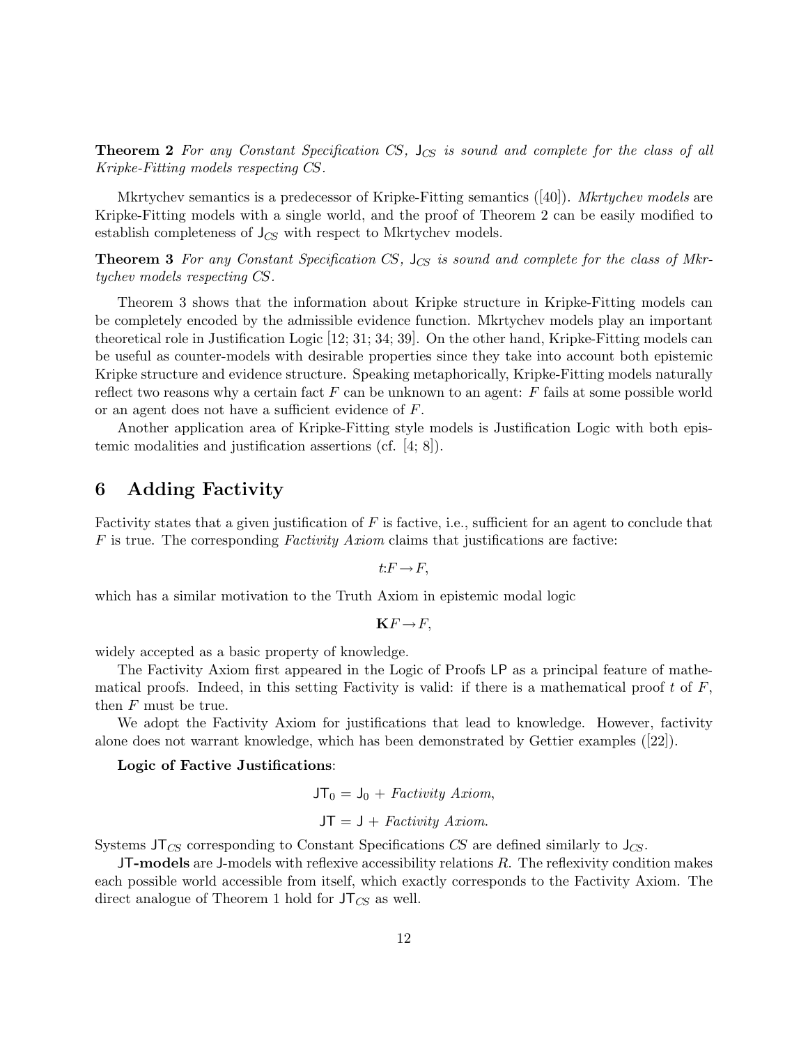**Theorem 2** *For any Constant Specification CS, $\mathsf{J}_{CS}$ is sound and complete for the class of all Kripke-Fitting models respecting CS.*

Mkrtychev semantics is a predecessor of Kripke-Fitting semantics ([40]). *Mkrtychev models* are Kripke-Fitting models with a single world, and the proof of Theorem 2 can be easily modified to establish completeness of $\mathsf{J}_{CS}$ with respect to Mkrtychev models.

**Theorem 3** *For any Constant Specification CS, $\mathsf{J}_{CS}$ is sound and complete for the class of Mkrtychev models respecting CS.*

Theorem 3 shows that the information about Kripke structure in Kripke-Fitting models can be completely encoded by the admissible evidence function. Mkrtychev models play an important theoretical role in Justification Logic [12; 31; 34; 39]. On the other hand, Kripke-Fitting models can be useful as counter-models with desirable properties since they take into account both epistemic Kripke structure and evidence structure. Speaking metaphorically, Kripke-Fitting models naturally reflect two reasons why a certain fact $F$ can be unknown to an agent: $F$ fails at some possible world or an agent does not have a sufficient evidence of $F$.

Another application area of Kripke-Fitting style models is Justification Logic with both epistemic modalities and justification assertions (cf. [4; 8]).

# 6 Adding Factivity

Factivity states that a given justification of $F$ is factive, i.e., sufficient for an agent to conclude that $F$ is true. The corresponding *Factivity Axiom* claims that justifications are factive:

$$t{:}F \rightarrow F,$$

which has a similar motivation to the Truth Axiom in epistemic modal logic

$$\mathbf{K}F \rightarrow F,$$

widely accepted as a basic property of knowledge.

The Factivity Axiom first appeared in the Logic of Proofs $\mathsf{LP}$ as a principal feature of mathematical proofs. Indeed, in this setting Factivity is valid: if there is a mathematical proof $t$ of $F$, then $F$ must be true.

We adopt the Factivity Axiom for justifications that lead to knowledge. However, factivity alone does not warrant knowledge, which has been demonstrated by Gettier examples ([22]).

**Logic of Factive Justifications**:

$$\mathsf{JT}_0 = \mathsf{J}_0 + \textit{Factivity Axiom},$$

$$\mathsf{JT} = \mathsf{J} + \textit{Factivity Axiom}.$$

Systems $\mathsf{JT}_{CS}$ corresponding to Constant Specifications $CS$ are defined similarly to $\mathsf{J}_{CS}$.

**$\mathsf{JT}$-models** are $\mathsf{J}$-models with reflexive accessibility relations $R$. The reflexivity condition makes each possible world accessible from itself, which exactly corresponds to the Factivity Axiom. The direct analogue of Theorem 1 hold for $\mathsf{JT}_{CS}$ as well.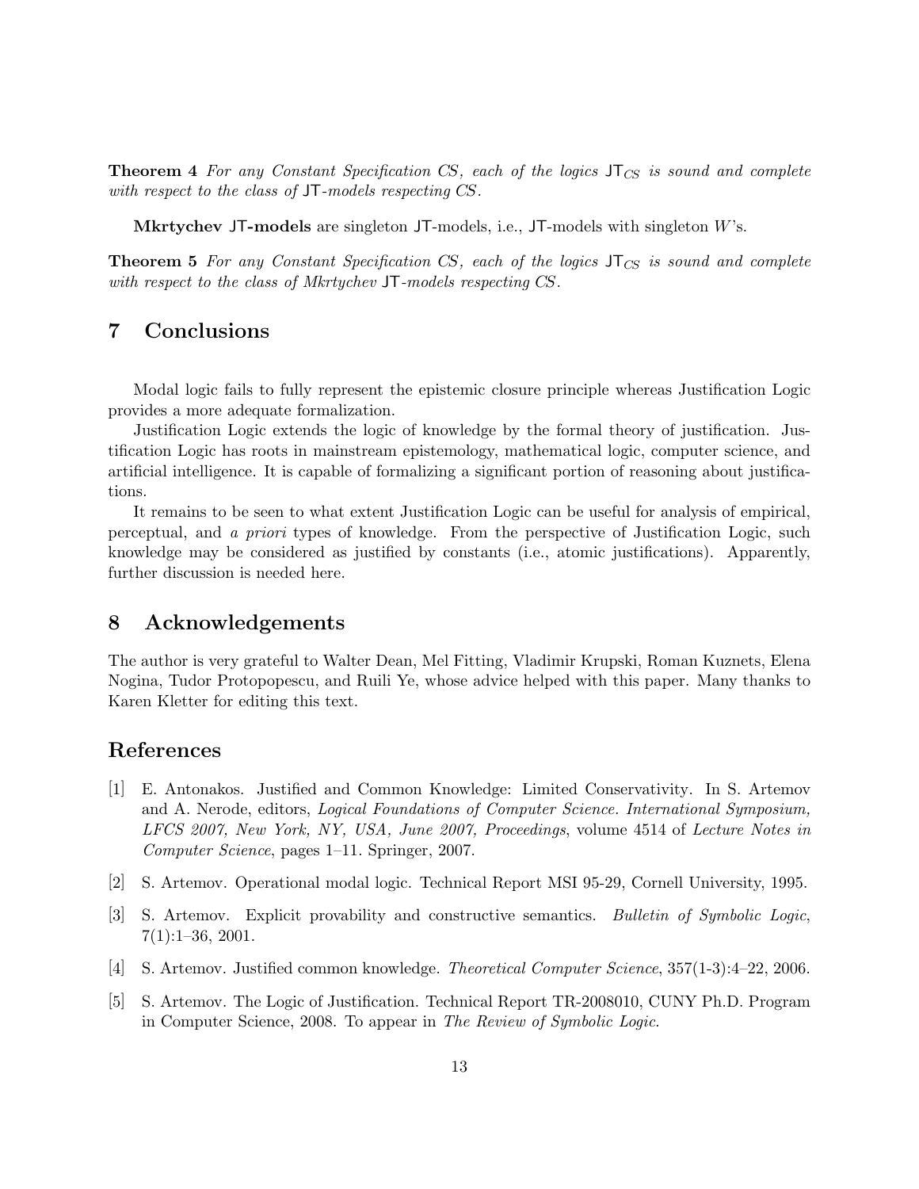**Theorem 4** *For any Constant Specification CS, each of the logics* $\mathsf{JT}_{CS}$ *is sound and complete with respect to the class of* $\mathsf{JT}$*-models respecting CS.*

**Mkrtychev** $\mathsf{JT}$**-models** are singleton $\mathsf{JT}$-models, i.e., $\mathsf{JT}$-models with singleton $W$'s.

**Theorem 5** *For any Constant Specification CS, each of the logics* $\mathsf{JT}_{CS}$ *is sound and complete with respect to the class of Mkrtychev* $\mathsf{JT}$*-models respecting CS.*

# 7 Conclusions

Modal logic fails to fully represent the epistemic closure principle whereas Justification Logic provides a more adequate formalization.

Justification Logic extends the logic of knowledge by the formal theory of justification. Justification Logic has roots in mainstream epistemology, mathematical logic, computer science, and artificial intelligence. It is capable of formalizing a significant portion of reasoning about justifications.

It remains to be seen to what extent Justification Logic can be useful for analysis of empirical, perceptual, and *a priori* types of knowledge. From the perspective of Justification Logic, such knowledge may be considered as justified by constants (i.e., atomic justifications). Apparently, further discussion is needed here.

# 8 Acknowledgements

The author is very grateful to Walter Dean, Mel Fitting, Vladimir Krupski, Roman Kuznets, Elena Nogina, Tudor Protopopescu, and Ruili Ye, whose advice helped with this paper. Many thanks to Karen Kletter for editing this text.

# References

[1] E. Antonakos. Justified and Common Knowledge: Limited Conservativity. In S. Artemov and A. Nerode, editors, *Logical Foundations of Computer Science. International Symposium, LFCS 2007, New York, NY, USA, June 2007, Proceedings*, volume 4514 of *Lecture Notes in Computer Science*, pages 1–11. Springer, 2007.

[2] S. Artemov. Operational modal logic. Technical Report MSI 95-29, Cornell University, 1995.

[3] S. Artemov. Explicit provability and constructive semantics. *Bulletin of Symbolic Logic*, 7(1):1–36, 2001.

[4] S. Artemov. Justified common knowledge. *Theoretical Computer Science*, 357(1-3):4–22, 2006.

[5] S. Artemov. The Logic of Justification. Technical Report TR-2008010, CUNY Ph.D. Program in Computer Science, 2008. To appear in *The Review of Symbolic Logic*.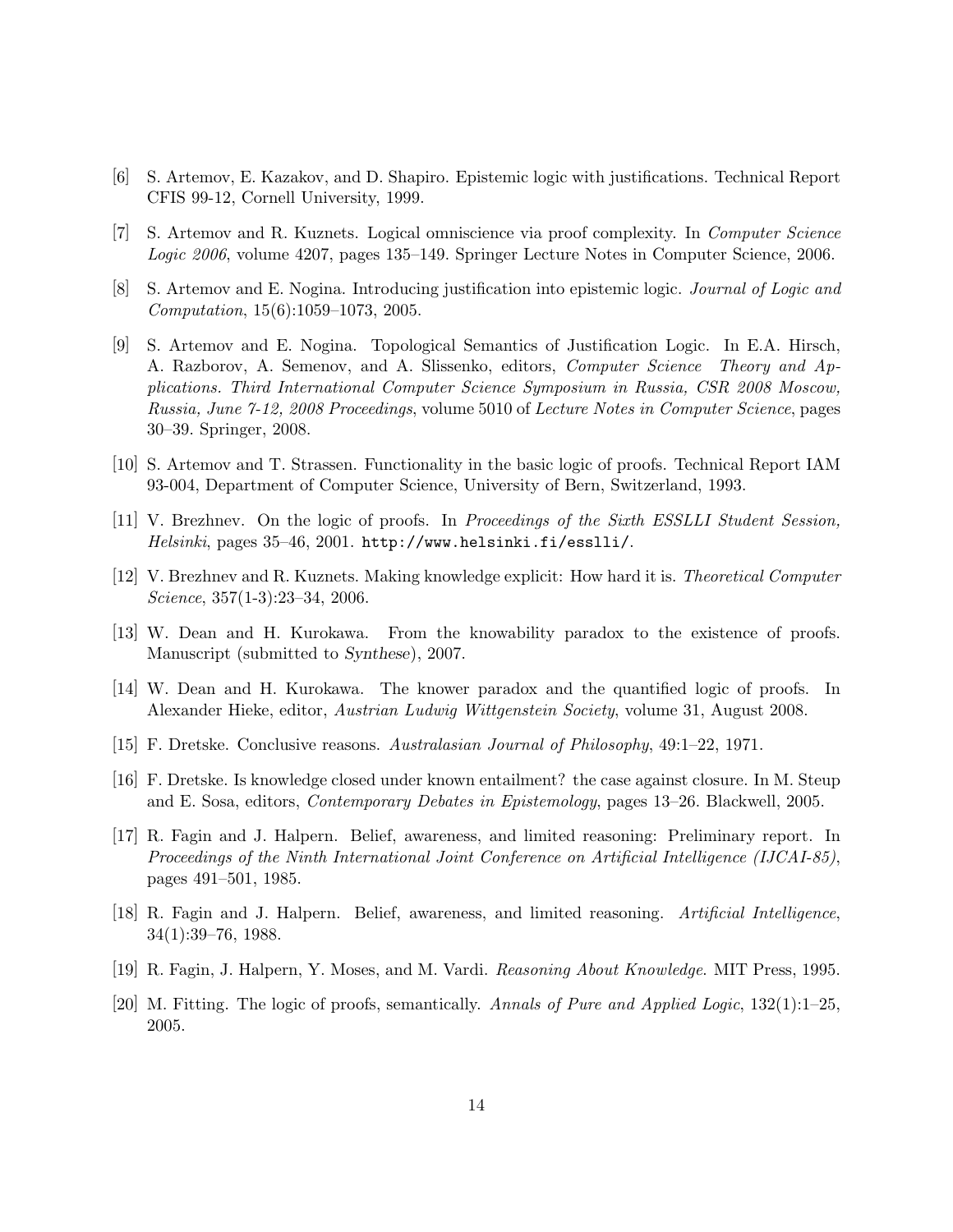[6] S. Artemov, E. Kazakov, and D. Shapiro. Epistemic logic with justifications. Technical Report CFIS 99-12, Cornell University, 1999.

[7] S. Artemov and R. Kuznets. Logical omniscience via proof complexity. In *Computer Science Logic 2006*, volume 4207, pages 135–149. Springer Lecture Notes in Computer Science, 2006.

[8] S. Artemov and E. Nogina. Introducing justification into epistemic logic. *Journal of Logic and Computation*, 15(6):1059–1073, 2005.

[9] S. Artemov and E. Nogina. Topological Semantics of Justification Logic. In E.A. Hirsch, A. Razborov, A. Semenov, and A. Slissenko, editors, *Computer Science Theory and Applications. Third International Computer Science Symposium in Russia, CSR 2008 Moscow, Russia, June 7-12, 2008 Proceedings*, volume 5010 of *Lecture Notes in Computer Science*, pages 30–39. Springer, 2008.

[10] S. Artemov and T. Strassen. Functionality in the basic logic of proofs. Technical Report IAM 93-004, Department of Computer Science, University of Bern, Switzerland, 1993.

[11] V. Brezhnev. On the logic of proofs. In *Proceedings of the Sixth ESSLLI Student Session, Helsinki*, pages 35–46, 2001. `http://www.helsinki.fi/esslli/`.

[12] V. Brezhnev and R. Kuznets. Making knowledge explicit: How hard it is. *Theoretical Computer Science*, 357(1-3):23–34, 2006.

[13] W. Dean and H. Kurokawa. From the knowability paradox to the existence of proofs. Manuscript (submitted to *Synthese*), 2007.

[14] W. Dean and H. Kurokawa. The knower paradox and the quantified logic of proofs. In Alexander Hieke, editor, *Austrian Ludwig Wittgenstein Society*, volume 31, August 2008.

[15] F. Dretske. Conclusive reasons. *Australasian Journal of Philosophy*, 49:1–22, 1971.

[16] F. Dretske. Is knowledge closed under known entailment? the case against closure. In M. Steup and E. Sosa, editors, *Contemporary Debates in Epistemology*, pages 13–26. Blackwell, 2005.

[17] R. Fagin and J. Halpern. Belief, awareness, and limited reasoning: Preliminary report. In *Proceedings of the Ninth International Joint Conference on Artificial Intelligence (IJCAI-85)*, pages 491–501, 1985.

[18] R. Fagin and J. Halpern. Belief, awareness, and limited reasoning. *Artificial Intelligence*, 34(1):39–76, 1988.

[19] R. Fagin, J. Halpern, Y. Moses, and M. Vardi. *Reasoning About Knowledge*. MIT Press, 1995.

[20] M. Fitting. The logic of proofs, semantically. *Annals of Pure and Applied Logic*, 132(1):1–25, 2005.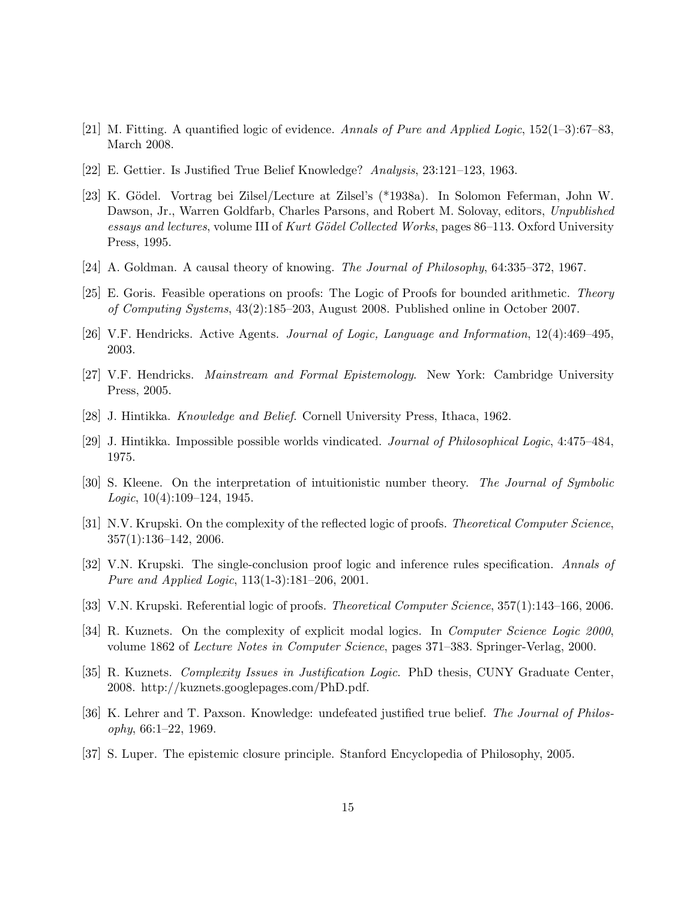[21] M. Fitting. A quantified logic of evidence. *Annals of Pure and Applied Logic*, 152(1–3):67–83, March 2008.

[22] E. Gettier. Is Justified True Belief Knowledge? *Analysis*, 23:121–123, 1963.

[23] K. Gödel. Vortrag bei Zilsel/Lecture at Zilsel's (*1938a). In Solomon Feferman, John W. Dawson, Jr., Warren Goldfarb, Charles Parsons, and Robert M. Solovay, editors, *Unpublished essays and lectures*, volume III of *Kurt Gödel Collected Works*, pages 86–113. Oxford University Press, 1995.

[24] A. Goldman. A causal theory of knowing. *The Journal of Philosophy*, 64:335–372, 1967.

[25] E. Goris. Feasible operations on proofs: The Logic of Proofs for bounded arithmetic. *Theory of Computing Systems*, 43(2):185–203, August 2008. Published online in October 2007.

[26] V.F. Hendricks. Active Agents. *Journal of Logic, Language and Information*, 12(4):469–495, 2003.

[27] V.F. Hendricks. *Mainstream and Formal Epistemology*. New York: Cambridge University Press, 2005.

[28] J. Hintikka. *Knowledge and Belief*. Cornell University Press, Ithaca, 1962.

[29] J. Hintikka. Impossible possible worlds vindicated. *Journal of Philosophical Logic*, 4:475–484, 1975.

[30] S. Kleene. On the interpretation of intuitionistic number theory. *The Journal of Symbolic Logic*, 10(4):109–124, 1945.

[31] N.V. Krupski. On the complexity of the reflected logic of proofs. *Theoretical Computer Science*, 357(1):136–142, 2006.

[32] V.N. Krupski. The single-conclusion proof logic and inference rules specification. *Annals of Pure and Applied Logic*, 113(1-3):181–206, 2001.

[33] V.N. Krupski. Referential logic of proofs. *Theoretical Computer Science*, 357(1):143–166, 2006.

[34] R. Kuznets. On the complexity of explicit modal logics. In *Computer Science Logic 2000*, volume 1862 of *Lecture Notes in Computer Science*, pages 371–383. Springer-Verlag, 2000.

[35] R. Kuznets. *Complexity Issues in Justification Logic*. PhD thesis, CUNY Graduate Center, 2008. http://kuznets.googlepages.com/PhD.pdf.

[36] K. Lehrer and T. Paxson. Knowledge: undefeated justified true belief. *The Journal of Philosophy*, 66:1–22, 1969.

[37] S. Luper. The epistemic closure principle. Stanford Encyclopedia of Philosophy, 2005.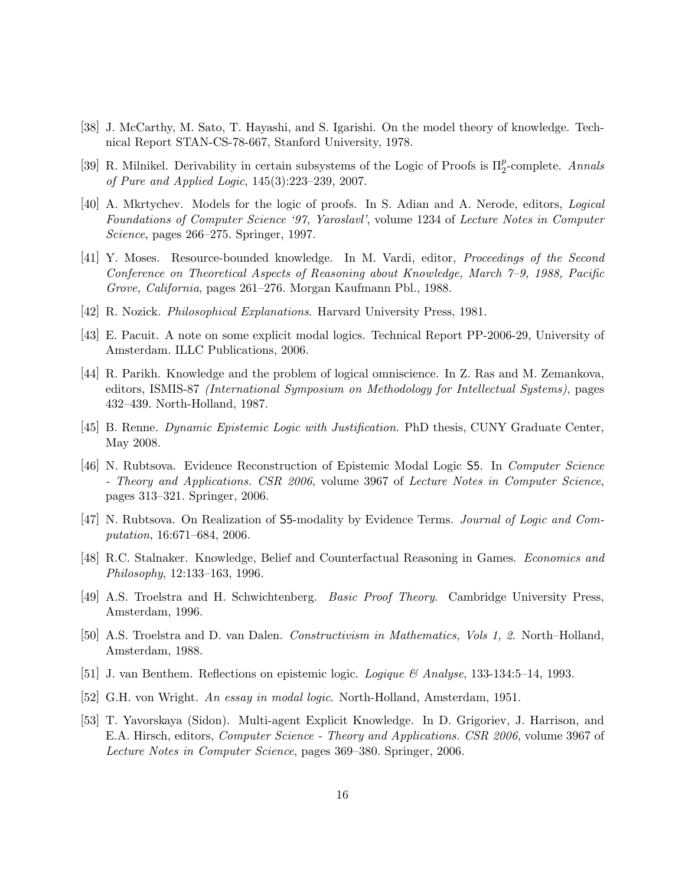[38] J. McCarthy, M. Sato, T. Hayashi, and S. Igarishi. On the model theory of knowledge. Technical Report STAN-CS-78-667, Stanford University, 1978.

[39] R. Milnikel. Derivability in certain subsystems of the Logic of Proofs is $\Pi_2^p$-complete. *Annals of Pure and Applied Logic*, 145(3):223–239, 2007.

[40] A. Mkrtychev. Models for the logic of proofs. In S. Adian and A. Nerode, editors, *Logical Foundations of Computer Science '97, Yaroslavl'*, volume 1234 of *Lecture Notes in Computer Science*, pages 266–275. Springer, 1997.

[41] Y. Moses. Resource-bounded knowledge. In M. Vardi, editor, *Proceedings of the Second Conference on Theoretical Aspects of Reasoning about Knowledge, March 7–9, 1988, Pacific Grove, California*, pages 261–276. Morgan Kaufmann Pbl., 1988.

[42] R. Nozick. *Philosophical Explanations*. Harvard University Press, 1981.

[43] E. Pacuit. A note on some explicit modal logics. Technical Report PP-2006-29, University of Amsterdam. ILLC Publications, 2006.

[44] R. Parikh. Knowledge and the problem of logical omniscience. In Z. Ras and M. Zemankova, editors, ISMIS-87 *(International Symposium on Methodology for Intellectual Systems)*, pages 432–439. North-Holland, 1987.

[45] B. Renne. *Dynamic Epistemic Logic with Justification*. PhD thesis, CUNY Graduate Center, May 2008.

[46] N. Rubtsova. Evidence Reconstruction of Epistemic Modal Logic S5. In *Computer Science - Theory and Applications. CSR 2006*, volume 3967 of *Lecture Notes in Computer Science*, pages 313–321. Springer, 2006.

[47] N. Rubtsova. On Realization of S5-modality by Evidence Terms. *Journal of Logic and Computation*, 16:671–684, 2006.

[48] R.C. Stalnaker. Knowledge, Belief and Counterfactual Reasoning in Games. *Economics and Philosophy*, 12:133–163, 1996.

[49] A.S. Troelstra and H. Schwichtenberg. *Basic Proof Theory*. Cambridge University Press, Amsterdam, 1996.

[50] A.S. Troelstra and D. van Dalen. *Constructivism in Mathematics, Vols 1, 2*. North–Holland, Amsterdam, 1988.

[51] J. van Benthem. Reflections on epistemic logic. *Logique & Analyse*, 133-134:5–14, 1993.

[52] G.H. von Wright. *An essay in modal logic*. North-Holland, Amsterdam, 1951.

[53] T. Yavorskaya (Sidon). Multi-agent Explicit Knowledge. In D. Grigoriev, J. Harrison, and E.A. Hirsch, editors, *Computer Science - Theory and Applications. CSR 2006*, volume 3967 of *Lecture Notes in Computer Science*, pages 369–380. Springer, 2006.